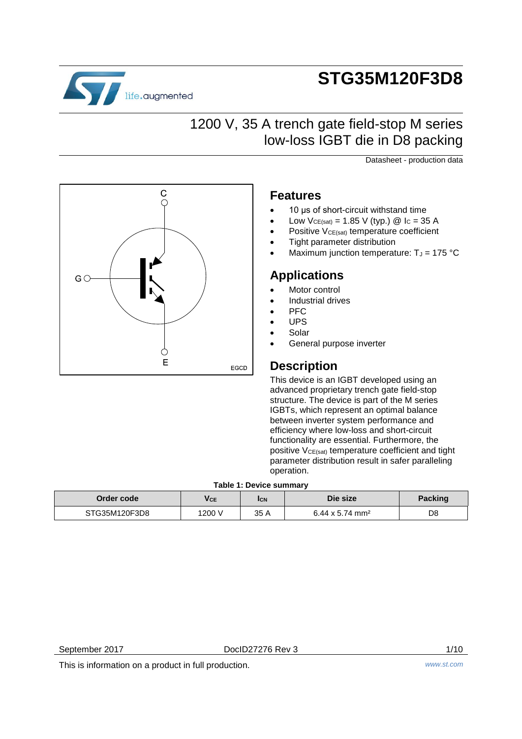# STG35M120F3D8

## 1200 V, 35 A trench gate field-stop M series low-loss IGBT die in D8 packing

Datasheet - production data

## Features

- 10 µs of short-circuit withstand time
- Low $V_{CE(sat)}$ = 1.85 V (typ.) @ $I_C$ = 35 A
- Positive $V_{CE(sat)}$ temperature coefficient
- Tight parameter distribution
- Maximum junction temperature: $T_J$ = 175 °C

## Applications

- Motor control
- Industrial drives
- PFC
- UPS
- Solar
- General purpose inverter

## Description

This device is an IGBT developed using an advanced proprietary trench gate field-stop structure. The device is part of the M series IGBTs, which represent an optimal balance between inverter system performance and efficiency where low-loss and short-circuit functionality are essential. Furthermore, the positive $V_{CE(sat)}$ temperature coefficient and tight parameter distribution result in safer paralleling operation.

**Table 1: Device summary**

| Order code | $V_{CE}$ | $I_{CN}$ | Die size | Packing |
|---|---|---|---|---|
| STG35M120F3D8 | 1200 V | 35 A | 6.44 x 5.74 mm² | D8 |

September 2017 DocID27276 Rev 3

This is information on a product in full production.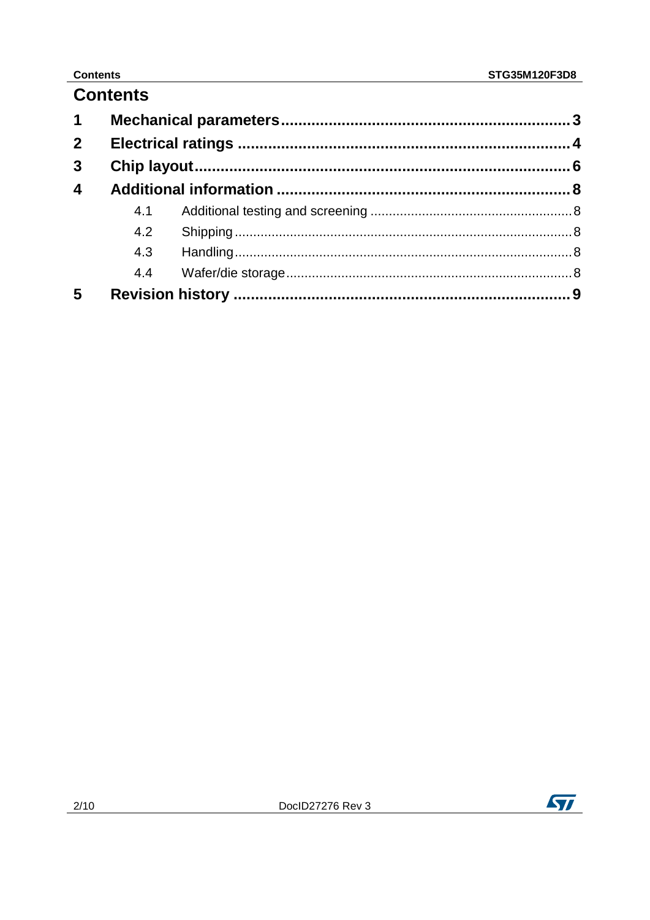# Contents

1 Mechanical parameters .......... 3

2 Electrical ratings .......... 4

3 Chip layout .......... 6

4 Additional information .......... 8

- 4.1 Additional testing and screening .......... 8
- 4.2 Shipping .......... 8
- 4.3 Handling .......... 8
- 4.4 Wafer/die storage .......... 8

5 Revision history .......... 9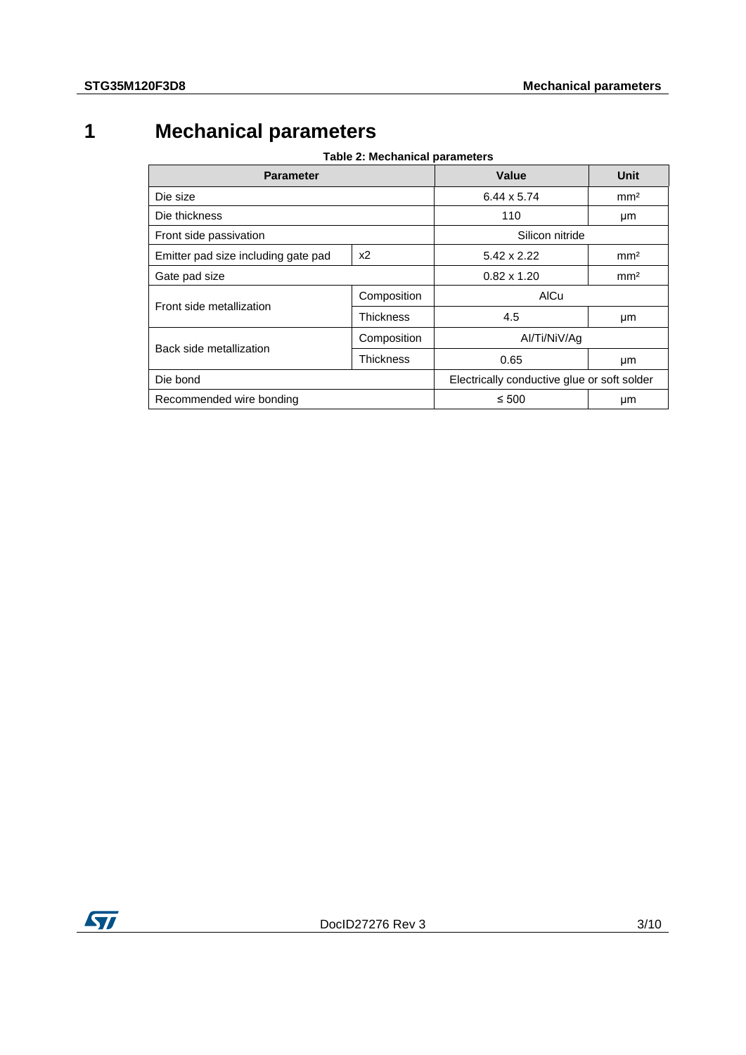# 1 Mechanical parameters

**Table 2: Mechanical parameters**

| Parameter | | Value | Unit |
|---|---|---|---|
| Die size | | 6.44 x 5.74 | mm² |
| Die thickness | | 110 | µm |
| Front side passivation | | Silicon nitride | |
| Emitter pad size including gate pad | x2 | 5.42 x 2.22 | mm² |
| Gate pad size | | 0.82 x 1.20 | mm² |
| Front side metallization | Composition | AlCu | |
| | Thickness | 4.5 | µm |
| Back side metallization | Composition | Al/Ti/NiV/Ag | |
| | Thickness | 0.65 | µm |
| Die bond | | Electrically conductive glue or soft solder | |
| Recommended wire bonding | | ≤ 500 | µm |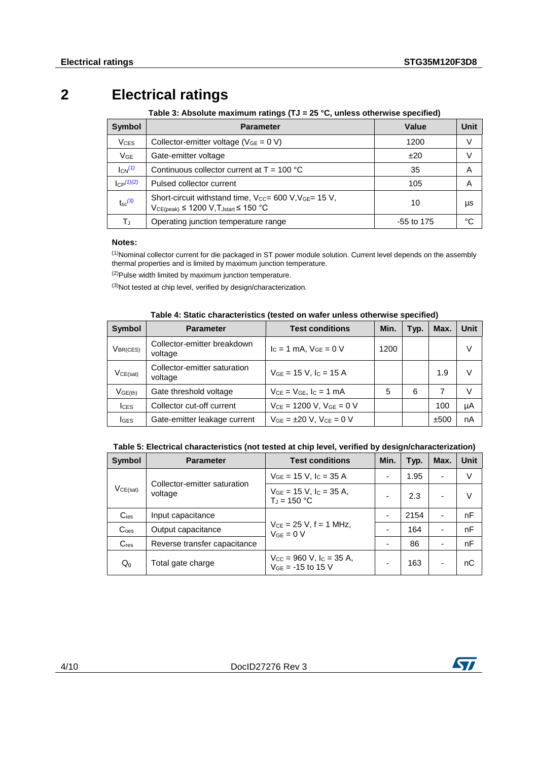# 2 Electrical ratings

**Table 3: Absolute maximum ratings (TJ = 25 °C, unless otherwise specified)**

| Symbol | Parameter | Value | Unit |
|---|---|---|---|
| $V_{CES}$ | Collector-emitter voltage ($V_{GE}$ = 0 V) | 1200 | V |
| $V_{GE}$ | Gate-emitter voltage | ±20 | V |
| $I_{CN}$ [(1)] | Continuous collector current at T = 100 °C | 35 | A |
| $I_{CP}$ [(1)(2)] | Pulsed collector current | 105 | A |
| $t_{sc}$ [(3)] | Short-circuit withstand time, $V_{CC}$= 600 V, $V_{GE}$= 15 V, $V_{CE(peak)}$ ≤ 1200 V, $T_{Jstart}$ ≤ 150 °C | 10 | µs |
| $T_J$ | Operating junction temperature range | -55 to 175 | °C |

**Notes:**

[(1)]Nominal collector current for die packaged in ST power module solution. Current level depends on the assembly thermal properties and is limited by maximum junction temperature.

[(2)]Pulse width limited by maximum junction temperature.

[(3)]Not tested at chip level, verified by design/characterization.

**Table 4: Static characteristics (tested on wafer unless otherwise specified)**

| Symbol | Parameter | Test conditions | Min. | Typ. | Max. | Unit |
|---|---|---|---|---|---|---|
| $V_{BR(CES)}$ | Collector-emitter breakdown voltage | $I_C$ = 1 mA, $V_{GE}$ = 0 V | 1200 | | | V |
| $V_{CE(sat)}$ | Collector-emitter saturation voltage | $V_{GE}$ = 15 V, $I_C$ = 15 A | | | 1.9 | V |
| $V_{GE(th)}$ | Gate threshold voltage | $V_{CE}$ = $V_{GE}$, $I_C$ = 1 mA | 5 | 6 | 7 | V |
| $I_{CES}$ | Collector cut-off current | $V_{CE}$ = 1200 V, $V_{GE}$ = 0 V | | | 100 | µA |
| $I_{GES}$ | Gate-emitter leakage current | $V_{GE}$ = ±20 V, $V_{CE}$ = 0 V | | | ±500 | nA |

**Table 5: Electrical characteristics (not tested at chip level, verified by design/characterization)**

| Symbol | Parameter | Test conditions | Min. | Typ. | Max. | Unit |
|---|---|---|---|---|---|---|
| $V_{CE(sat)}$ | Collector-emitter saturation voltage | $V_{GE}$ = 15 V, $I_C$ = 35 A | - | 1.95 | - | V |
| | | $V_{GE}$ = 15 V, $I_C$ = 35 A, $T_J$ = 150 °C | - | 2.3 | - | V |
| $C_{ies}$ | Input capacitance | $V_{CE}$ = 25 V, f = 1 MHz, $V_{GE}$ = 0 V | - | 2154 | - | nF |
| $C_{oes}$ | Output capacitance | | - | 164 | - | nF |
| $C_{res}$ | Reverse transfer capacitance | | - | 86 | - | nF |
| $Q_g$ | Total gate charge | $V_{CC}$ = 960 V, $I_C$ = 35 A, $V_{GE}$ = -15 to 15 V | - | 163 | - | nC |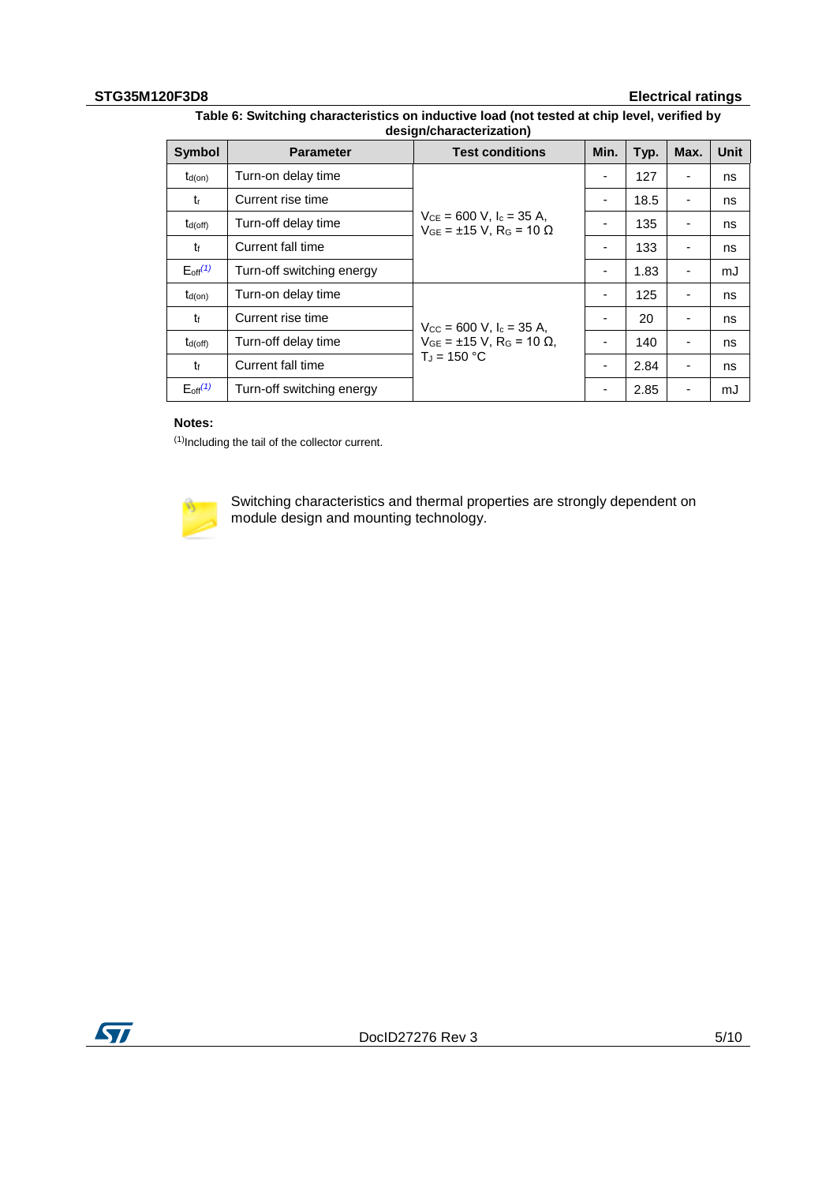Table 6: Switching characteristics on inductive load (not tested at chip level, verified by design/characterization)

| Symbol | Parameter | Test conditions | Min. | Typ. | Max. | Unit |
|---|---|---|---|---|---|---|
| $t_{d(on)}$ | Turn-on delay time | $V_{CE}$ = 600 V, $I_c$ = 35 A, $V_{GE}$ = ±15 V, $R_G$ = 10 Ω | - | 127 | - | ns |
| $t_r$ | Current rise time | | - | 18.5 | - | ns |
| $t_{d(off)}$ | Turn-off delay time | | - | 135 | - | ns |
| $t_f$ | Current fall time | | - | 133 | - | ns |
| $E_{off}$[(1)] | Turn-off switching energy | | - | 1.83 | - | mJ |
| $t_{d(on)}$ | Turn-on delay time | $V_{CC}$ = 600 V, $I_c$ = 35 A, $V_{GE}$ = ±15 V, $R_G$ = 10 Ω, $T_J$ = 150 °C | - | 125 | - | ns |
| $t_r$ | Current rise time | | - | 20 | - | ns |
| $t_{d(off)}$ | Turn-off delay time | | - | 140 | - | ns |
| $t_f$ | Current fall time | | - | 2.84 | - | ns |
| $E_{off}$[(1)] | Turn-off switching energy | | - | 2.85 | - | mJ |

**Notes:**

(1)Including the tail of the collector current.

Switching characteristics and thermal properties are strongly dependent on module design and mounting technology.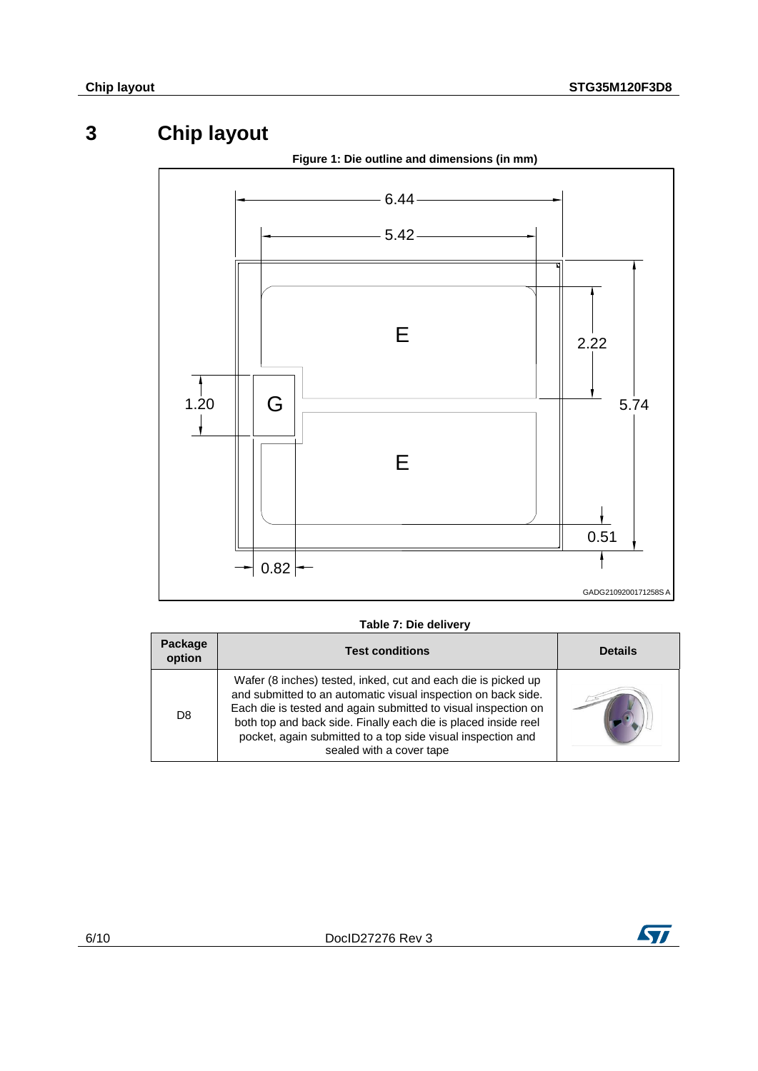# 3 Chip layout

**Figure 1: Die outline and dimensions (in mm)**

**Table 7: Die delivery**

| Package option | Test conditions | Details |
|---|---|---|
| D8 | Wafer (8 inches) tested, inked, cut and each die is picked up and submitted to an automatic visual inspection on back side. Each die is tested and again submitted to visual inspection on both top and back side. Finally each die is placed inside reel pocket, again submitted to a top side visual inspection and sealed with a cover tape | |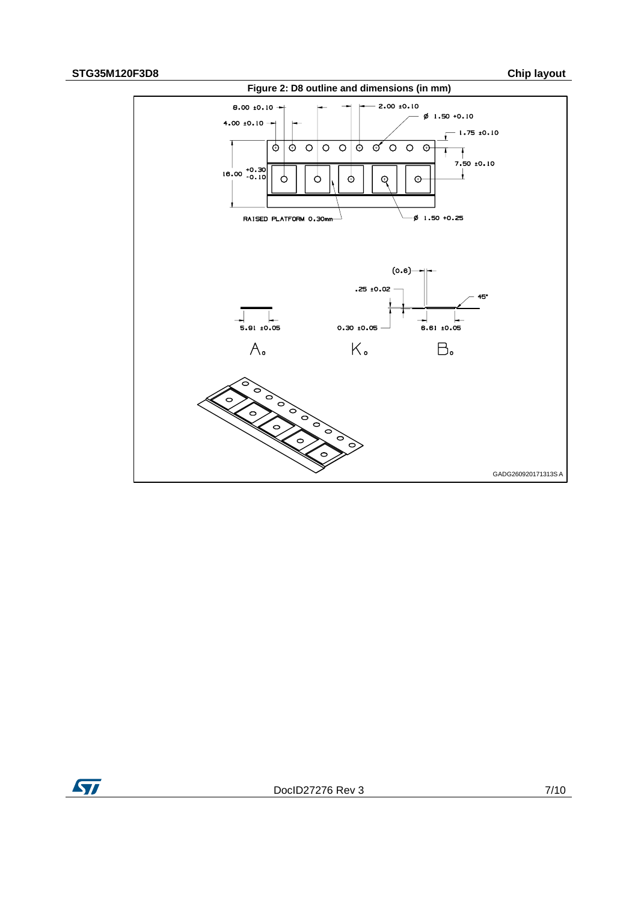Figure 2: D8 outline and dimensions (in mm)

8.00 ±0.10

4.00 ±0.10

2.00 ±0.10

Ø 1.50 +0.10

1.75 ±0.10

7.50 ±0.10

16.00 +0.30 -0.10

RAISED PLATFORM 0.30mm

Ø 1.50 +0.25

(0.6)

.25 ±0.02

45°

5.91 ±0.05

0.30 ±0.05

6.61 ±0.05

$A_o$

$K_o$

$B_o$

GADG260920171313SA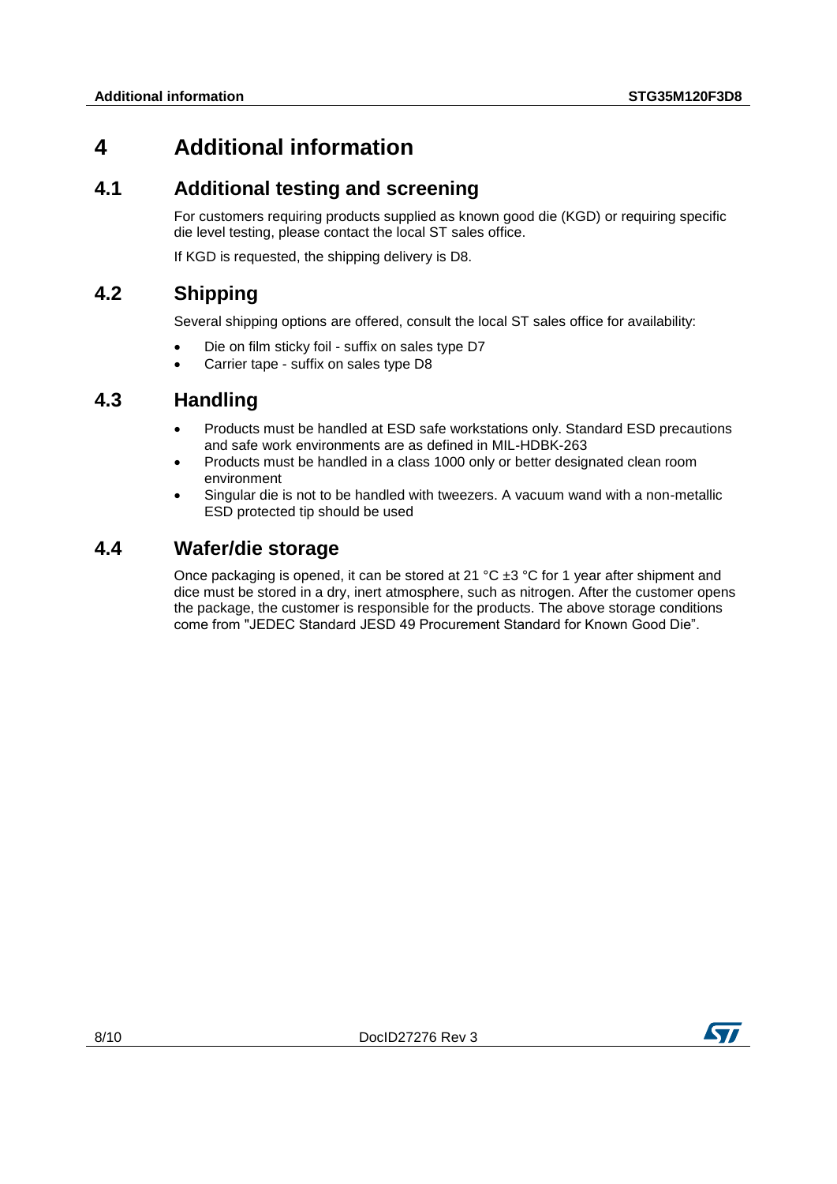# 4 Additional information

## 4.1 Additional testing and screening

For customers requiring products supplied as known good die (KGD) or requiring specific die level testing, please contact the local ST sales office.

If KGD is requested, the shipping delivery is D8.

## 4.2 Shipping

Several shipping options are offered, consult the local ST sales office for availability:

- Die on film sticky foil - suffix on sales type D7
- Carrier tape - suffix on sales type D8

## 4.3 Handling

- Products must be handled at ESD safe workstations only. Standard ESD precautions and safe work environments are as defined in MIL-HDBK-263
- Products must be handled in a class 1000 only or better designated clean room environment
- Singular die is not to be handled with tweezers. A vacuum wand with a non-metallic ESD protected tip should be used

## 4.4 Wafer/die storage

Once packaging is opened, it can be stored at 21 °C ±3 °C for 1 year after shipment and dice must be stored in a dry, inert atmosphere, such as nitrogen. After the customer opens the package, the customer is responsible for the products. The above storage conditions come from "JEDEC Standard JESD 49 Procurement Standard for Known Good Die".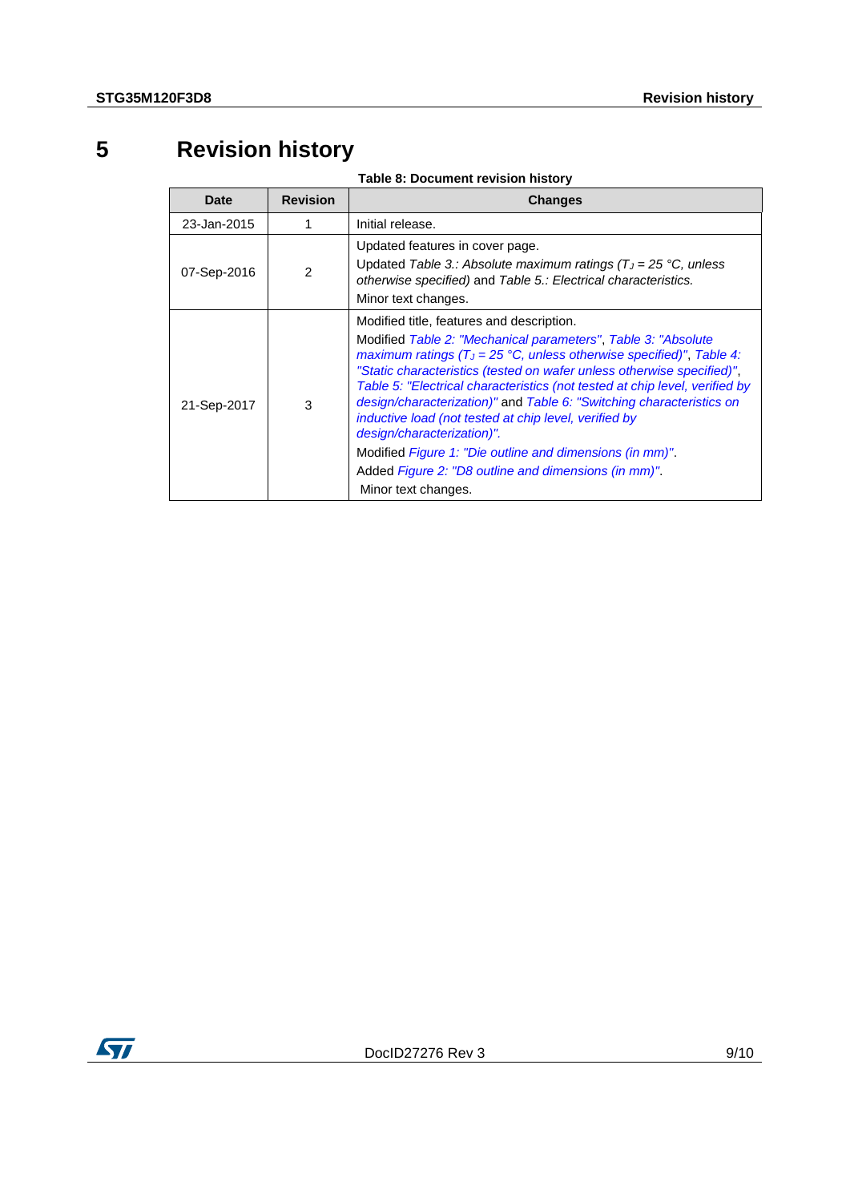# 5 Revision history

**Table 8: Document revision history**

| Date | Revision | Changes |
|---|---|---|
| 23-Jan-2015 | 1 | Initial release. |
| 07-Sep-2016 | 2 | Updated features in cover page.<br>Updated *Table 3.: Absolute maximum ratings ($T_J$ = 25 °C, unless otherwise specified)* and *Table 5.: Electrical characteristics.*<br>Minor text changes. |
| 21-Sep-2017 | 3 | Modified title, features and description.<br>Modified *Table 2: "Mechanical parameters"*, *Table 3: "Absolute maximum ratings ($T_J$ = 25 °C, unless otherwise specified)"*, *Table 4: "Static characteristics (tested on wafer unless otherwise specified)"*, *Table 5: "Electrical characteristics (not tested at chip level, verified by design/characterization)"* and *Table 6: "Switching characteristics on inductive load (not tested at chip level, verified by design/characterization)".*<br>Modified *Figure 1: "Die outline and dimensions (in mm)"*.<br>Added *Figure 2: "D8 outline and dimensions (in mm)".*<br>Minor text changes. |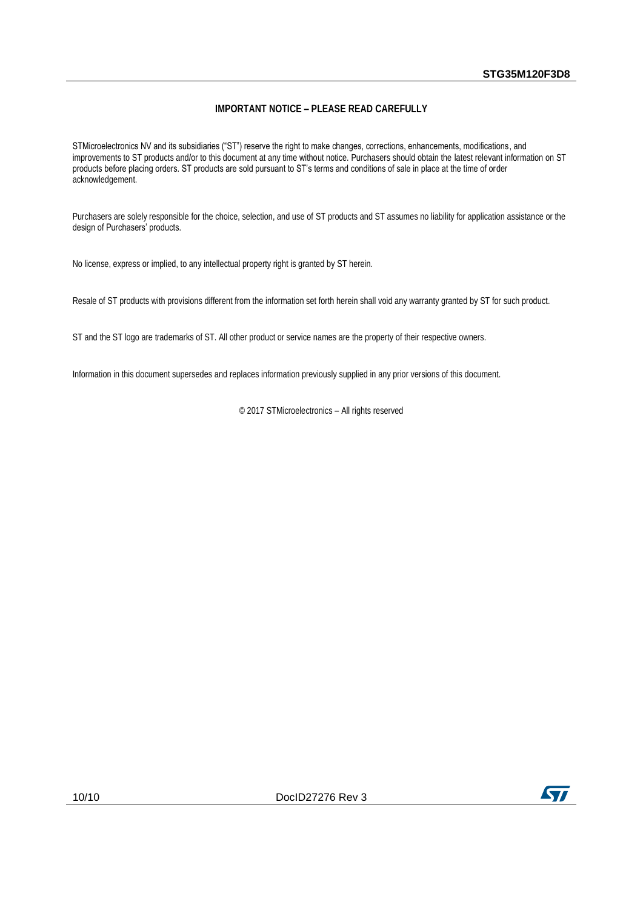**IMPORTANT NOTICE – PLEASE READ CAREFULLY**

STMicroelectronics NV and its subsidiaries ("ST") reserve the right to make changes, corrections, enhancements, modifications, and improvements to ST products and/or to this document at any time without notice. Purchasers should obtain the latest relevant information on ST products before placing orders. ST products are sold pursuant to ST's terms and conditions of sale in place at the time of order acknowledgement.

Purchasers are solely responsible for the choice, selection, and use of ST products and ST assumes no liability for application assistance or the design of Purchasers' products.

No license, express or implied, to any intellectual property right is granted by ST herein.

Resale of ST products with provisions different from the information set forth herein shall void any warranty granted by ST for such product.

ST and the ST logo are trademarks of ST. All other product or service names are the property of their respective owners.

Information in this document supersedes and replaces information previously supplied in any prior versions of this document.

© 2017 STMicroelectronics – All rights reserved